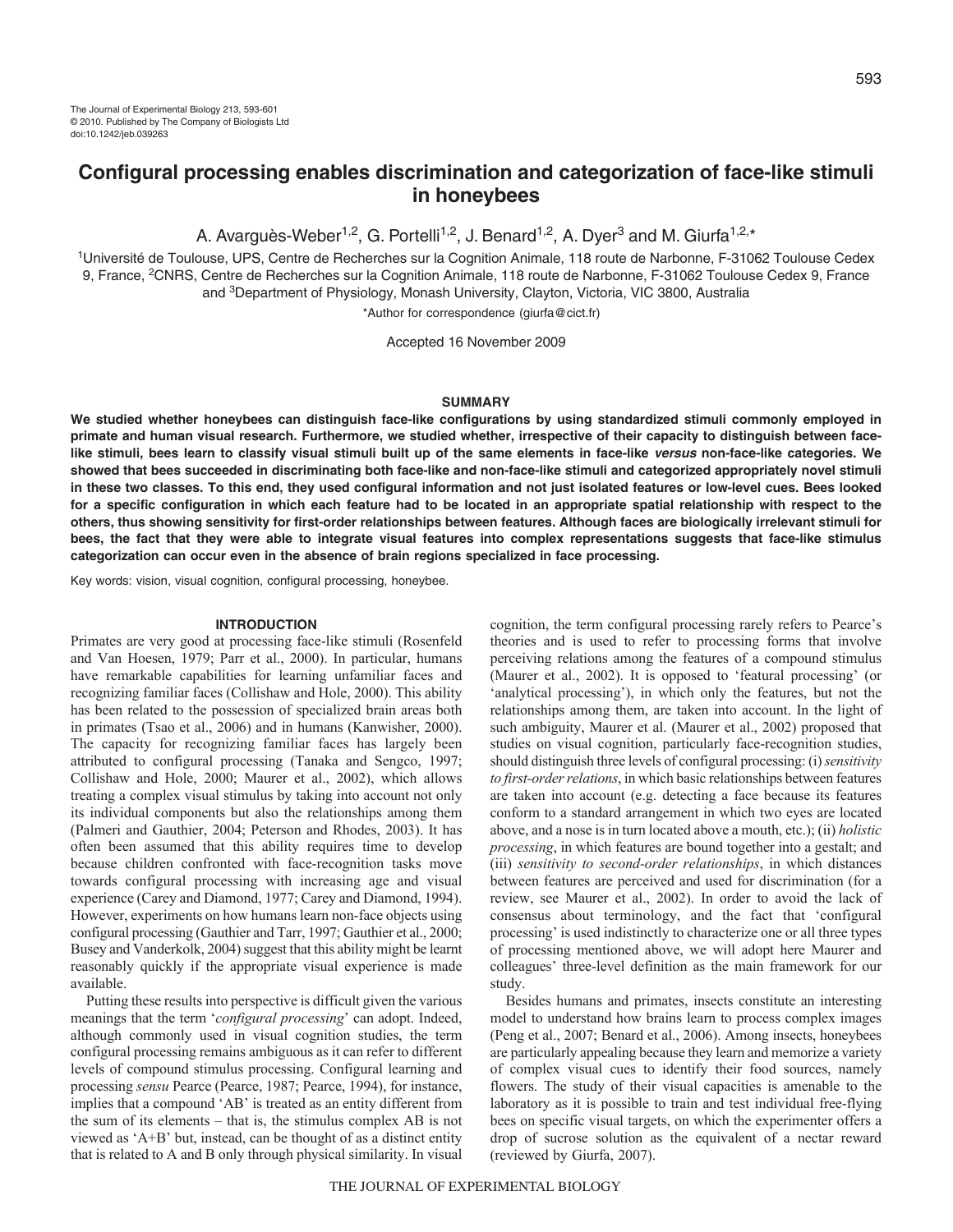# Configural processing enables discrimination and categorization of face-like stimuli in honeybees

A. Avarguès-Weber[1,2], G. Portelli[1,2], J. Benard[1,2], A. Dyer[3] and M. Giurfa[1,2,*]

[1]Université de Toulouse, UPS, Centre de Recherches sur la Cognition Animale, 118 route de Narbonne, F-31062 Toulouse Cedex 9, France, [2]CNRS, Centre de Recherches sur la Cognition Animale, 118 route de Narbonne, F-31062 Toulouse Cedex 9, France and [3]Department of Physiology, Monash University, Clayton, Victoria, VIC 3800, Australia

*Author for correspondence (giurfa@cict.fr)

Accepted 16 November 2009

## SUMMARY

**We studied whether honeybees can distinguish face-like configurations by using standardized stimuli commonly employed in primate and human visual research. Furthermore, we studied whether, irrespective of their capacity to distinguish between face-like stimuli, bees learn to classify visual stimuli built up of the same elements in face-like *versus* non-face-like categories. We showed that bees succeeded in discriminating both face-like and non-face-like stimuli and categorized appropriately novel stimuli in these two classes. To this end, they used configural information and not just isolated features or low-level cues. Bees looked for a specific configuration in which each feature had to be located in an appropriate spatial relationship with respect to the others, thus showing sensitivity for first-order relationships between features. Although faces are biologically irrelevant stimuli for bees, the fact that they were able to integrate visual features into complex representations suggests that face-like stimulus categorization can occur even in the absence of brain regions specialized in face processing.**

Key words: vision, visual cognition, configural processing, honeybee.

## INTRODUCTION

Primates are very good at processing face-like stimuli (Rosenfeld and Van Hoesen, 1979; Parr et al., 2000). In particular, humans have remarkable capabilities for learning unfamiliar faces and recognizing familiar faces (Collishaw and Hole, 2000). This ability has been related to the possession of specialized brain areas both in primates (Tsao et al., 2006) and in humans (Kanwisher, 2000). The capacity for recognizing familiar faces has largely been attributed to configural processing (Tanaka and Sengco, 1997; Collishaw and Hole, 2000; Maurer et al., 2002), which allows treating a complex visual stimulus by taking into account not only its individual components but also the relationships among them (Palmeri and Gauthier, 2004; Peterson and Rhodes, 2003). It has often been assumed that this ability requires time to develop because children confronted with face-recognition tasks move towards configural processing with increasing age and visual experience (Carey and Diamond, 1977; Carey and Diamond, 1994). However, experiments on how humans learn non-face objects using configural processing (Gauthier and Tarr, 1997; Gauthier et al., 2000; Busey and Vanderkolk, 2004) suggest that this ability might be learnt reasonably quickly if the appropriate visual experience is made available.

Putting these results into perspective is difficult given the various meanings that the term '*configural processing*' can adopt. Indeed, although commonly used in visual cognition studies, the term configural processing remains ambiguous as it can refer to different levels of compound stimulus processing. Configural learning and processing *sensu* Pearce (Pearce, 1987; Pearce, 1994), for instance, implies that a compound 'AB' is treated as an entity different from the sum of its elements – that is, the stimulus complex AB is not viewed as 'A+B' but, instead, can be thought of as a distinct entity that is related to A and B only through physical similarity. In visual cognition, the term configural processing rarely refers to Pearce's theories and is used to refer to processing forms that involve perceiving relations among the features of a compound stimulus (Maurer et al., 2002). It is opposed to 'featural processing' (or 'analytical processing'), in which only the features, but not the relationships among them, are taken into account. In the light of such ambiguity, Maurer et al. (Maurer et al., 2002) proposed that studies on visual cognition, particularly face-recognition studies, should distinguish three levels of configural processing: (i) *sensitivity to first-order relations*, in which basic relationships between features are taken into account (e.g. detecting a face because its features conform to a standard arrangement in which two eyes are located above, and a nose is in turn located above a mouth, etc.); (ii) *holistic processing*, in which features are bound together into a gestalt; and (iii) *sensitivity to second-order relationships*, in which distances between features are perceived and used for discrimination (for a review, see Maurer et al., 2002). In order to avoid the lack of consensus about terminology, and the fact that 'configural processing' is used indistinctly to characterize one or all three types of processing mentioned above, we will adopt here Maurer and colleagues' three-level definition as the main framework for our study.

Besides humans and primates, insects constitute an interesting model to understand how brains learn to process complex images (Peng et al., 2007; Benard et al., 2006). Among insects, honeybees are particularly appealing because they learn and memorize a variety of complex visual cues to identify their food sources, namely flowers. The study of their visual capacities is amenable to the laboratory as it is possible to train and test individual free-flying bees on specific visual targets, on which the experimenter offers a drop of sucrose solution as the equivalent of a nectar reward (reviewed by Giurfa, 2007).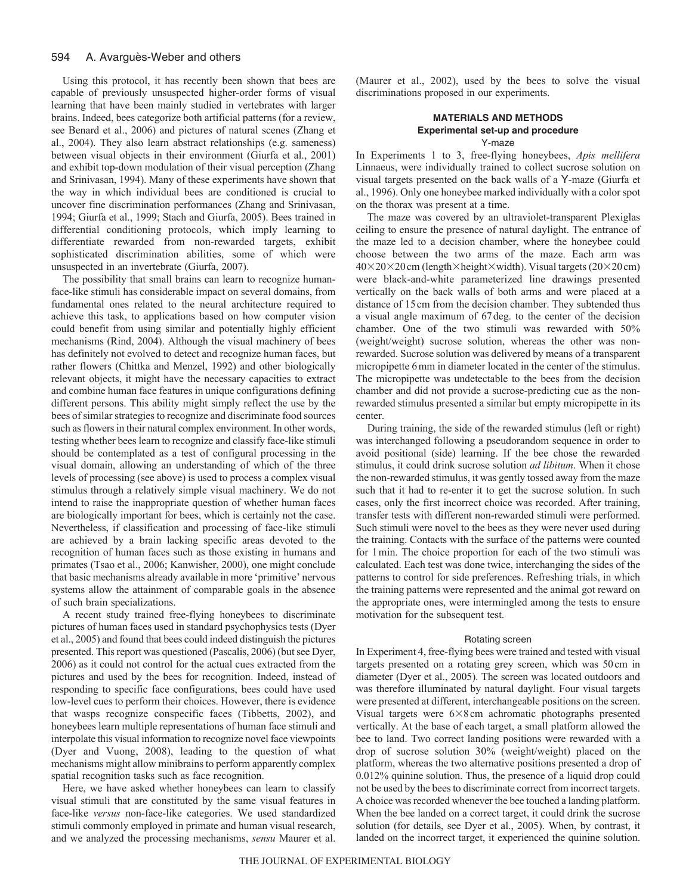Using this protocol, it has recently been shown that bees are capable of previously unsuspected higher-order forms of visual learning that have been mainly studied in vertebrates with larger brains. Indeed, bees categorize both artificial patterns (for a review, see Benard et al., 2006) and pictures of natural scenes (Zhang et al., 2004). They also learn abstract relationships (e.g. sameness) between visual objects in their environment (Giurfa et al., 2001) and exhibit top-down modulation of their visual perception (Zhang and Srinivasan, 1994). Many of these experiments have shown that the way in which individual bees are conditioned is crucial to uncover fine discrimination performances (Zhang and Srinivasan, 1994; Giurfa et al., 1999; Stach and Giurfa, 2005). Bees trained in differential conditioning protocols, which imply learning to differentiate rewarded from non-rewarded targets, exhibit sophisticated discrimination abilities, some of which were unsuspected in an invertebrate (Giurfa, 2007).

The possibility that small brains can learn to recognize human-face-like stimuli has considerable impact on several domains, from fundamental ones related to the neural architecture required to achieve this task, to applications based on how computer vision could benefit from using similar and potentially highly efficient mechanisms (Rind, 2004). Although the visual machinery of bees has definitely not evolved to detect and recognize human faces, but rather flowers (Chittka and Menzel, 1992) and other biologically relevant objects, it might have the necessary capacities to extract and combine human face features in unique configurations defining different persons. This ability might simply reflect the use by the bees of similar strategies to recognize and discriminate food sources such as flowers in their natural complex environment. In other words, testing whether bees learn to recognize and classify face-like stimuli should be contemplated as a test of configural processing in the visual domain, allowing an understanding of which of the three levels of processing (see above) is used to process a complex visual stimulus through a relatively simple visual machinery. We do not intend to raise the inappropriate question of whether human faces are biologically important for bees, which is certainly not the case. Nevertheless, if classification and processing of face-like stimuli are achieved by a brain lacking specific areas devoted to the recognition of human faces such as those existing in humans and primates (Tsao et al., 2006; Kanwisher, 2000), one might conclude that basic mechanisms already available in more 'primitive' nervous systems allow the attainment of comparable goals in the absence of such brain specializations.

A recent study trained free-flying honeybees to discriminate pictures of human faces used in standard psychophysics tests (Dyer et al., 2005) and found that bees could indeed distinguish the pictures presented. This report was questioned (Pascalis, 2006) (but see Dyer, 2006) as it could not control for the actual cues extracted from the pictures and used by the bees for recognition. Indeed, instead of responding to specific face configurations, bees could have used low-level cues to perform their choices. However, there is evidence that wasps recognize conspecific faces (Tibbetts, 2002), and honeybees learn multiple representations of human face stimuli and interpolate this visual information to recognize novel face viewpoints (Dyer and Vuong, 2008), leading to the question of what mechanisms might allow minibrains to perform apparently complex spatial recognition tasks such as face recognition.

Here, we have asked whether honeybees can learn to classify visual stimuli that are constituted by the same visual features in face-like *versus* non-face-like categories. We used standardized stimuli commonly employed in primate and human visual research, and we analyzed the processing mechanisms, *sensu* Maurer et al. (Maurer et al., 2002), used by the bees to solve the visual discriminations proposed in our experiments.

## MATERIALS AND METHODS

### Experimental set-up and procedure

#### Y-maze

In Experiments 1 to 3, free-flying honeybees, *Apis mellifera* Linnaeus, were individually trained to collect sucrose solution on visual targets presented on the back walls of a Y-maze (Giurfa et al., 1996). Only one honeybee marked individually with a color spot on the thorax was present at a time.

The maze was covered by an ultraviolet-transparent Plexiglas ceiling to ensure the presence of natural daylight. The entrance of the maze led to a decision chamber, where the honeybee could choose between the two arms of the maze. Each arm was $40\times20\times20$ cm (length$\times$height$\times$width). Visual targets ($20\times20$ cm) were black-and-white parameterized line drawings presented vertically on the back walls of both arms and were placed at a distance of 15 cm from the decision chamber. They subtended thus a visual angle maximum of 67 deg. to the center of the decision chamber. One of the two stimuli was rewarded with 50% (weight/weight) sucrose solution, whereas the other was non-rewarded. Sucrose solution was delivered by means of a transparent micropipette 6 mm in diameter located in the center of the stimulus. The micropipette was undetectable to the bees from the decision chamber and did not provide a sucrose-predicting cue as the non-rewarded stimulus presented a similar but empty micropipette in its center.

During training, the side of the rewarded stimulus (left or right) was interchanged following a pseudorandom sequence in order to avoid positional (side) learning. If the bee chose the rewarded stimulus, it could drink sucrose solution *ad libitum*. When it chose the non-rewarded stimulus, it was gently tossed away from the maze such that it had to re-enter it to get the sucrose solution. In such cases, only the first incorrect choice was recorded. After training, transfer tests with different non-rewarded stimuli were performed. Such stimuli were novel to the bees as they were never used during the training. Contacts with the surface of the patterns were counted for 1 min. The choice proportion for each of the two stimuli was calculated. Each test was done twice, interchanging the sides of the patterns to control for side preferences. Refreshing trials, in which the training patterns were represented and the animal got reward on the appropriate ones, were intermingled among the tests to ensure motivation for the subsequent test.

#### Rotating screen

In Experiment 4, free-flying bees were trained and tested with visual targets presented on a rotating grey screen, which was 50 cm in diameter (Dyer et al., 2005). The screen was located outdoors and was therefore illuminated by natural daylight. Four visual targets were presented at different, interchangeable positions on the screen. Visual targets were $6\times8$ cm achromatic photographs presented vertically. At the base of each target, a small platform allowed the bee to land. Two correct landing positions were rewarded with a drop of sucrose solution 30% (weight/weight) placed on the platform, whereas the two alternative positions presented a drop of 0.012% quinine solution. Thus, the presence of a liquid drop could not be used by the bees to discriminate correct from incorrect targets. A choice was recorded whenever the bee touched a landing platform. When the bee landed on a correct target, it could drink the sucrose solution (for details, see Dyer et al., 2005). When, by contrast, it landed on the incorrect target, it experienced the quinine solution.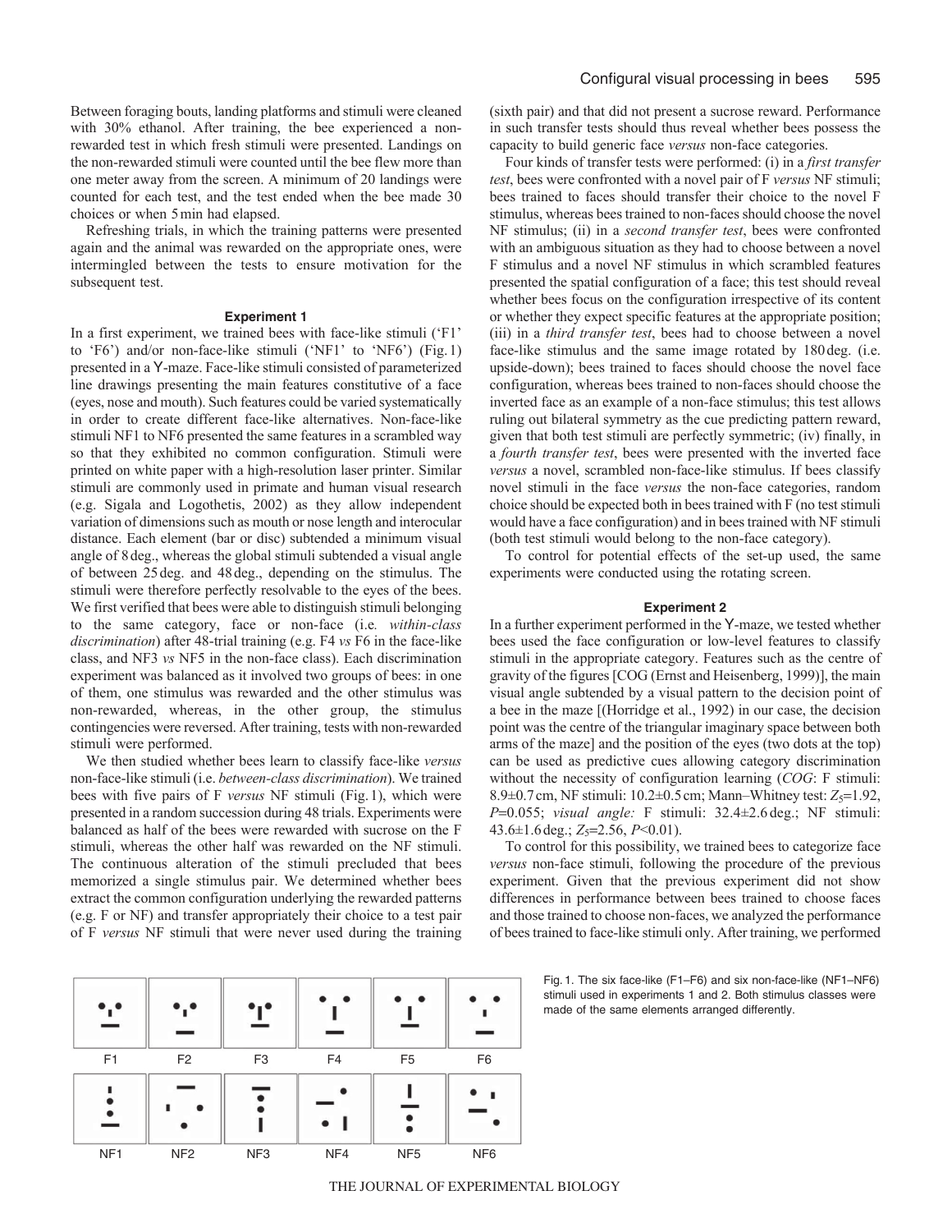Between foraging bouts, landing platforms and stimuli were cleaned with 30% ethanol. After training, the bee experienced a non-rewarded test in which fresh stimuli were presented. Landings on the non-rewarded stimuli were counted until the bee flew more than one meter away from the screen. A minimum of 20 landings were counted for each test, and the test ended when the bee made 30 choices or when 5 min had elapsed.

Refreshing trials, in which the training patterns were presented again and the animal was rewarded on the appropriate ones, were intermingled between the tests to ensure motivation for the subsequent test.

### Experiment 1

In a first experiment, we trained bees with face-like stimuli ('F1' to 'F6') and/or non-face-like stimuli ('NF1' to 'NF6') (Fig. 1) presented in a Y-maze. Face-like stimuli consisted of parameterized line drawings presenting the main features constitutive of a face (eyes, nose and mouth). Such features could be varied systematically in order to create different face-like alternatives. Non-face-like stimuli NF1 to NF6 presented the same features in a scrambled way so that they exhibited no common configuration. Stimuli were printed on white paper with a high-resolution laser printer. Similar stimuli are commonly used in primate and human visual research (e.g. Sigala and Logothetis, 2002) as they allow independent variation of dimensions such as mouth or nose length and interocular distance. Each element (bar or disc) subtended a minimum visual angle of 8 deg., whereas the global stimuli subtended a visual angle of between 25 deg. and 48 deg., depending on the stimulus. The stimuli were therefore perfectly resolvable to the eyes of the bees. We first verified that bees were able to distinguish stimuli belonging to the same category, face or non-face (i.e. *within-class discrimination*) after 48-trial training (e.g. F4 *vs* F6 in the face-like class, and NF3 *vs* NF5 in the non-face class). Each discrimination experiment was balanced as it involved two groups of bees: in one of them, one stimulus was rewarded and the other stimulus was non-rewarded, whereas, in the other group, the stimulus contingencies were reversed. After training, tests with non-rewarded stimuli were performed.

We then studied whether bees learn to classify face-like *versus* non-face-like stimuli (i.e. *between-class discrimination*). We trained bees with five pairs of F *versus* NF stimuli (Fig. 1), which were presented in a random succession during 48 trials. Experiments were balanced as half of the bees were rewarded with sucrose on the F stimuli, whereas the other half was rewarded on the NF stimuli. The continuous alteration of the stimuli precluded that bees memorized a single stimulus pair. We determined whether bees extract the common configuration underlying the rewarded patterns (e.g. F or NF) and transfer appropriately their choice to a test pair of F *versus* NF stimuli that were never used during the training (sixth pair) and that did not present a sucrose reward. Performance in such transfer tests should thus reveal whether bees possess the capacity to build generic face *versus* non-face categories.

Four kinds of transfer tests were performed: (i) in a *first transfer test*, bees were confronted with a novel pair of F *versus* NF stimuli; bees trained to faces should transfer their choice to the novel F stimulus, whereas bees trained to non-faces should choose the novel NF stimulus; (ii) in a *second transfer test*, bees were confronted with an ambiguous situation as they had to choose between a novel F stimulus and a novel NF stimulus in which scrambled features presented the spatial configuration of a face; this test should reveal whether bees focus on the configuration irrespective of its content or whether they expect specific features at the appropriate position; (iii) in a *third transfer test*, bees had to choose between a novel face-like stimulus and the same image rotated by 180 deg. (i.e. upside-down); bees trained to faces should choose the novel face configuration, whereas bees trained to non-faces should choose the inverted face as an example of a non-face stimulus; this test allows ruling out bilateral symmetry as the cue predicting pattern reward, given that both test stimuli are perfectly symmetric; (iv) finally, in a *fourth transfer test*, bees were presented with the inverted face *versus* a novel, scrambled non-face-like stimulus. If bees classify novel stimuli in the face *versus* the non-face categories, random choice should be expected both in bees trained with F (no test stimuli would have a face configuration) and in bees trained with NF stimuli (both test stimuli would belong to the non-face category).

To control for potential effects of the set-up used, the same experiments were conducted using the rotating screen.

### Experiment 2

In a further experiment performed in the Y-maze, we tested whether bees used the face configuration or low-level features to classify stimuli in the appropriate category. Features such as the centre of gravity of the figures [COG (Ernst and Heisenberg, 1999)], the main visual angle subtended by a visual pattern to the decision point of a bee in the maze [(Horridge et al., 1992) in our case, the decision point was the centre of the triangular imaginary space between both arms of the maze] and the position of the eyes (two dots at the top) can be used as predictive cues allowing category discrimination without the necessity of configuration learning (*COG*: F stimuli: 8.9±0.7 cm, NF stimuli: 10.2±0.5 cm; Mann–Whitney test: $Z_5$=1.92, $P$=0.055; *visual angle:* F stimuli: 32.4±2.6 deg.; NF stimuli: 43.6±1.6 deg.; $Z_5$=2.56, $P$<0.01).

To control for this possibility, we trained bees to categorize face *versus* non-face stimuli, following the procedure of the previous experiment. Given that the previous experiment did not show differences in performance between bees trained to choose faces and those trained to choose non-faces, we analyzed the performance of bees trained to face-like stimuli only. After training, we performed

F1
F2
F3
F4
F5
F6
NF1
NF2
NF3
NF4
NF5
NF6

Fig. 1. The six face-like (F1–F6) and six non-face-like (NF1–NF6) stimuli used in experiments 1 and 2. Both stimulus classes were made of the same elements arranged differently.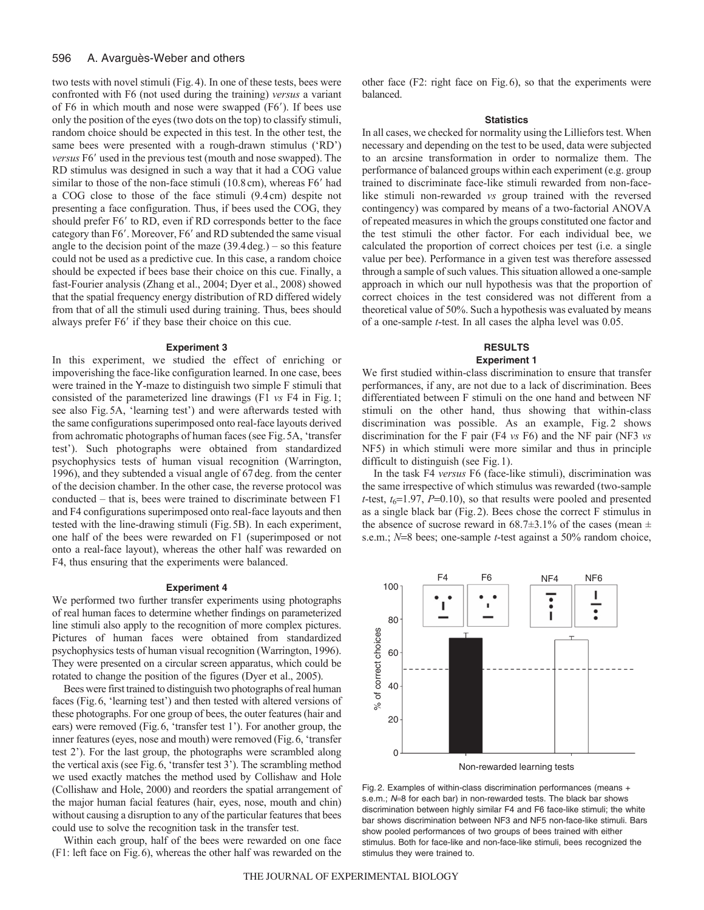two tests with novel stimuli (Fig. 4). In one of these tests, bees were confronted with F6 (not used during the training) *versus* a variant of F6 in which mouth and nose were swapped (F6′). If bees use only the position of the eyes (two dots on the top) to classify stimuli, random choice should be expected in this test. In the other test, the same bees were presented with a rough-drawn stimulus ('RD') *versus* F6′ used in the previous test (mouth and nose swapped). The RD stimulus was designed in such a way that it had a COG value similar to those of the non-face stimuli (10.8 cm), whereas F6′ had a COG close to those of the face stimuli (9.4 cm) despite not presenting a face configuration. Thus, if bees used the COG, they should prefer F6′ to RD, even if RD corresponds better to the face category than F6′. Moreover, F6′ and RD subtended the same visual angle to the decision point of the maze (39.4 deg.) – so this feature could not be used as a predictive cue. In this case, a random choice should be expected if bees base their choice on this cue. Finally, a fast-Fourier analysis (Zhang et al., 2004; Dyer et al., 2008) showed that the spatial frequency energy distribution of RD differed widely from that of all the stimuli used during training. Thus, bees should always prefer F6′ if they base their choice on this cue.

### Experiment 3

In this experiment, we studied the effect of enriching or impoverishing the face-like configuration learned. In one case, bees were trained in the Y-maze to distinguish two simple F stimuli that consisted of the parameterized line drawings (F1 *vs* F4 in Fig. 1; see also Fig. 5A, 'learning test') and were afterwards tested with the same configurations superimposed onto real-face layouts derived from achromatic photographs of human faces (see Fig. 5A, 'transfer test'). Such photographs were obtained from standardized psychophysics tests of human visual recognition (Warrington, 1996), and they subtended a visual angle of 67 deg. from the center of the decision chamber. In the other case, the reverse protocol was conducted – that is, bees were trained to discriminate between F1 and F4 configurations superimposed onto real-face layouts and then tested with the line-drawing stimuli (Fig. 5B). In each experiment, one half of the bees were rewarded on F1 (superimposed or not onto a real-face layout), whereas the other half was rewarded on F4, thus ensuring that the experiments were balanced.

### Experiment 4

We performed two further transfer experiments using photographs of real human faces to determine whether findings on parameterized line stimuli also apply to the recognition of more complex pictures. Pictures of human faces were obtained from standardized psychophysics tests of human visual recognition (Warrington, 1996). They were presented on a circular screen apparatus, which could be rotated to change the position of the figures (Dyer et al., 2005).

Bees were first trained to distinguish two photographs of real human faces (Fig. 6, 'learning test') and then tested with altered versions of these photographs. For one group of bees, the outer features (hair and ears) were removed (Fig. 6, 'transfer test 1'). For another group, the inner features (eyes, nose and mouth) were removed (Fig. 6, 'transfer test 2'). For the last group, the photographs were scrambled along the vertical axis (see Fig. 6, 'transfer test 3'). The scrambling method we used exactly matches the method used by Collishaw and Hole (Collishaw and Hole, 2000) and reorders the spatial arrangement of the major human facial features (hair, eyes, nose, mouth and chin) without causing a disruption to any of the particular features that bees could use to solve the recognition task in the transfer test.

Within each group, half of the bees were rewarded on one face (F1: left face on Fig. 6), whereas the other half was rewarded on the other face (F2: right face on Fig. 6), so that the experiments were balanced.

### Statistics

In all cases, we checked for normality using the Lilliefors test. When necessary and depending on the test to be used, data were subjected to an arcsine transformation in order to normalize them. The performance of balanced groups within each experiment (e.g. group trained to discriminate face-like stimuli rewarded from non-face-like stimuli non-rewarded *vs* group trained with the reversed contingency) was compared by means of a two-factorial ANOVA of repeated measures in which the groups constituted one factor and the test stimuli the other factor. For each individual bee, we calculated the proportion of correct choices per test (i.e. a single value per bee). Performance in a given test was therefore assessed through a sample of such values. This situation allowed a one-sample approach in which our null hypothesis was that the proportion of correct choices in the test considered was not different from a theoretical value of 50%. Such a hypothesis was evaluated by means of a one-sample *t*-test. In all cases the alpha level was 0.05.

## RESULTS

### Experiment 1

We first studied within-class discrimination to ensure that transfer performances, if any, are not due to a lack of discrimination. Bees differentiated between F stimuli on the one hand and between NF stimuli on the other hand, thus showing that within-class discrimination was possible. As an example, Fig. 2 shows discrimination for the F pair (F4 *vs* F6) and the NF pair (NF3 *vs* NF5) in which stimuli were more similar and thus in principle difficult to distinguish (see Fig. 1).

In the task F4 *versus* F6 (face-like stimuli), discrimination was the same irrespective of which stimulus was rewarded (two-sample *t*-test, $t_6$=1.97, $P$=0.10), so that results were pooled and presented as a single black bar (Fig. 2). Bees chose the correct F stimulus in the absence of sucrose reward in 68.7±3.1% of the cases (mean ± s.e.m.; $N$=8 bees; one-sample *t*-test against a 50% random choice,

Fig. 2. Examples of within-class discrimination performances (means + s.e.m.; $N$=8 for each bar) in non-rewarded tests. The black bar shows discrimination between highly similar F4 and F6 face-like stimuli; the white bar shows discrimination between NF3 and NF5 non-face-like stimuli. Bars show pooled performances of two groups of bees trained with either stimulus. Both for face-like and non-face-like stimuli, bees recognized the stimulus they were trained to.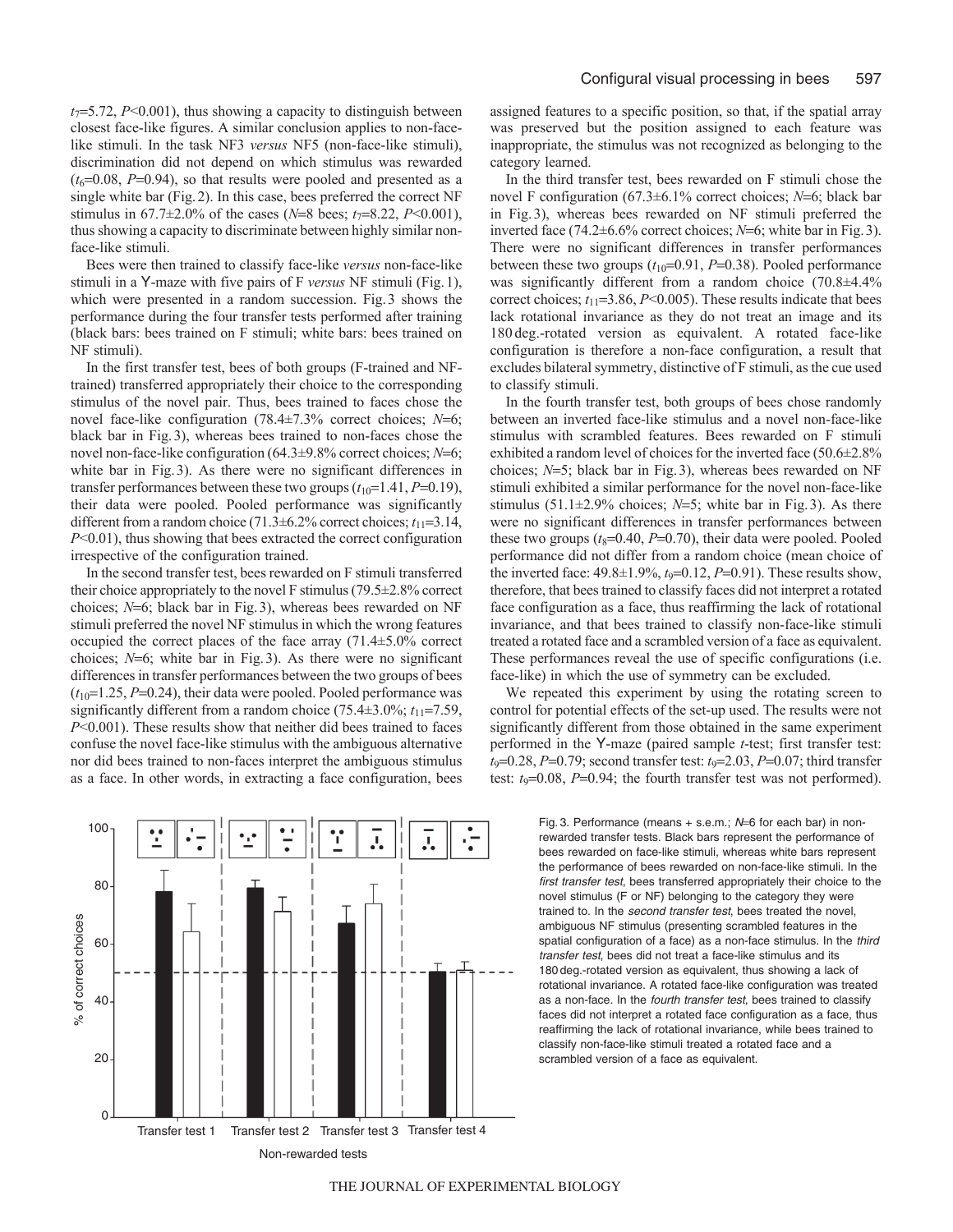$t_7$=5.72, $P$<0.001), thus showing a capacity to distinguish between closest face-like figures. A similar conclusion applies to non-face-like stimuli. In the task NF3 *versus* NF5 (non-face-like stimuli), discrimination did not depend on which stimulus was rewarded ($t_6$=0.08, $P$=0.94), so that results were pooled and presented as a single white bar (Fig. 2). In this case, bees preferred the correct NF stimulus in 67.7±2.0% of the cases ($N$=8 bees; $t_7$=8.22, $P$<0.001), thus showing a capacity to discriminate between highly similar non-face-like stimuli.

Bees were then trained to classify face-like *versus* non-face-like stimuli in a Y-maze with five pairs of F *versus* NF stimuli (Fig. 1), which were presented in a random succession. Fig. 3 shows the performance during the four transfer tests performed after training (black bars: bees trained on F stimuli; white bars: bees trained on NF stimuli).

In the first transfer test, bees of both groups (F-trained and NF-trained) transferred appropriately their choice to the corresponding stimulus of the novel pair. Thus, bees trained to faces chose the novel face-like configuration (78.4±7.3% correct choices; $N$=6; black bar in Fig. 3), whereas bees trained to non-faces chose the novel non-face-like configuration (64.3±9.8% correct choices; $N$=6; white bar in Fig. 3). As there were no significant differences in transfer performances between these two groups ($t_{10}$=1.41, $P$=0.19), their data were pooled. Pooled performance was significantly different from a random choice (71.3±6.2% correct choices; $t_{11}$=3.14, $P$<0.01), thus showing that bees extracted the correct configuration irrespective of the configuration trained.

In the second transfer test, bees rewarded on F stimuli transferred their choice appropriately to the novel F stimulus (79.5±2.8% correct choices; $N$=6; black bar in Fig. 3), whereas bees rewarded on NF stimuli preferred the novel NF stimulus in which the wrong features occupied the correct places of the face array (71.4±5.0% correct choices; $N$=6; white bar in Fig. 3). As there were no significant differences in transfer performances between the two groups of bees ($t_{10}$=1.25, $P$=0.24), their data were pooled. Pooled performance was significantly different from a random choice (75.4±3.0%; $t_{11}$=7.59, $P$<0.001). These results show that neither did bees trained to faces confuse the novel face-like stimulus with the ambiguous alternative nor did bees trained to non-faces interpret the ambiguous stimulus as a face. In other words, in extracting a face configuration, bees assigned features to a specific position, so that, if the spatial array was preserved but the position assigned to each feature was inappropriate, the stimulus was not recognized as belonging to the category learned.

In the third transfer test, bees rewarded on F stimuli chose the novel F configuration (67.3±6.1% correct choices; $N$=6; black bar in Fig. 3), whereas bees rewarded on NF stimuli preferred the inverted face (74.2±6.6% correct choices; $N$=6; white bar in Fig. 3). There were no significant differences in transfer performances between these two groups ($t_{10}$=0.91, $P$=0.38). Pooled performance was significantly different from a random choice (70.8±4.4% correct choices; $t_{11}$=3.86, $P$<0.005). These results indicate that bees lack rotational invariance as they do not treat an image and its 180 deg.-rotated version as equivalent. A rotated face-like configuration is therefore a non-face configuration, a result that excludes bilateral symmetry, distinctive of F stimuli, as the cue used to classify stimuli.

In the fourth transfer test, both groups of bees chose randomly between an inverted face-like stimulus and a novel non-face-like stimulus with scrambled features. Bees rewarded on F stimuli exhibited a random level of choices for the inverted face (50.6±2.8% choices; $N$=5; black bar in Fig. 3), whereas bees rewarded on NF stimuli exhibited a similar performance for the novel non-face-like stimulus (51.1±2.9% choices; $N$=5; white bar in Fig. 3). As there were no significant differences in transfer performances between these two groups ($t_8$=0.40, $P$=0.70), their data were pooled. Pooled performance did not differ from a random choice (mean choice of the inverted face: 49.8±1.9%, $t_9$=0.12, $P$=0.91). These results show, therefore, that bees trained to classify faces did not interpret a rotated face configuration as a face, thus reaffirming the lack of rotational invariance, and that bees trained to classify non-face-like stimuli treated a rotated face and a scrambled version of a face as equivalent. These performances reveal the use of specific configurations (i.e. face-like) in which the use of symmetry can be excluded.

We repeated this experiment by using the rotating screen to control for potential effects of the set-up used. The results were not significantly different from those obtained in the same experiment performed in the Y-maze (paired sample $t$-test; first transfer test: $t_9$=0.28, $P$=0.79; second transfer test: $t_9$=2.03, $P$=0.07; third transfer test: $t_9$=0.08, $P$=0.94; the fourth transfer test was not performed).

Fig. 3. Performance (means + s.e.m.; $N$=6 for each bar) in non-rewarded transfer tests. Black bars represent the performance of bees rewarded on face-like stimuli, whereas white bars represent the performance of bees rewarded on non-face-like stimuli. In the *first transfer test*, bees transferred appropriately their choice to the novel stimulus (F or NF) belonging to the category they were trained to. In the *second transfer test*, bees treated the novel, ambiguous NF stimulus (presenting scrambled features in the spatial configuration of a face) as a non-face stimulus. In the *third transfer test*, bees did not treat a face-like stimulus and its 180 deg.-rotated version as equivalent, thus showing a lack of rotational invariance. A rotated face-like configuration was treated as a non-face. In the *fourth transfer test*, bees trained to classify faces did not interpret a rotated face configuration as a face, thus reaffirming the lack of rotational invariance, while bees trained to classify non-face-like stimuli treated a rotated face and a scrambled version of a face as equivalent.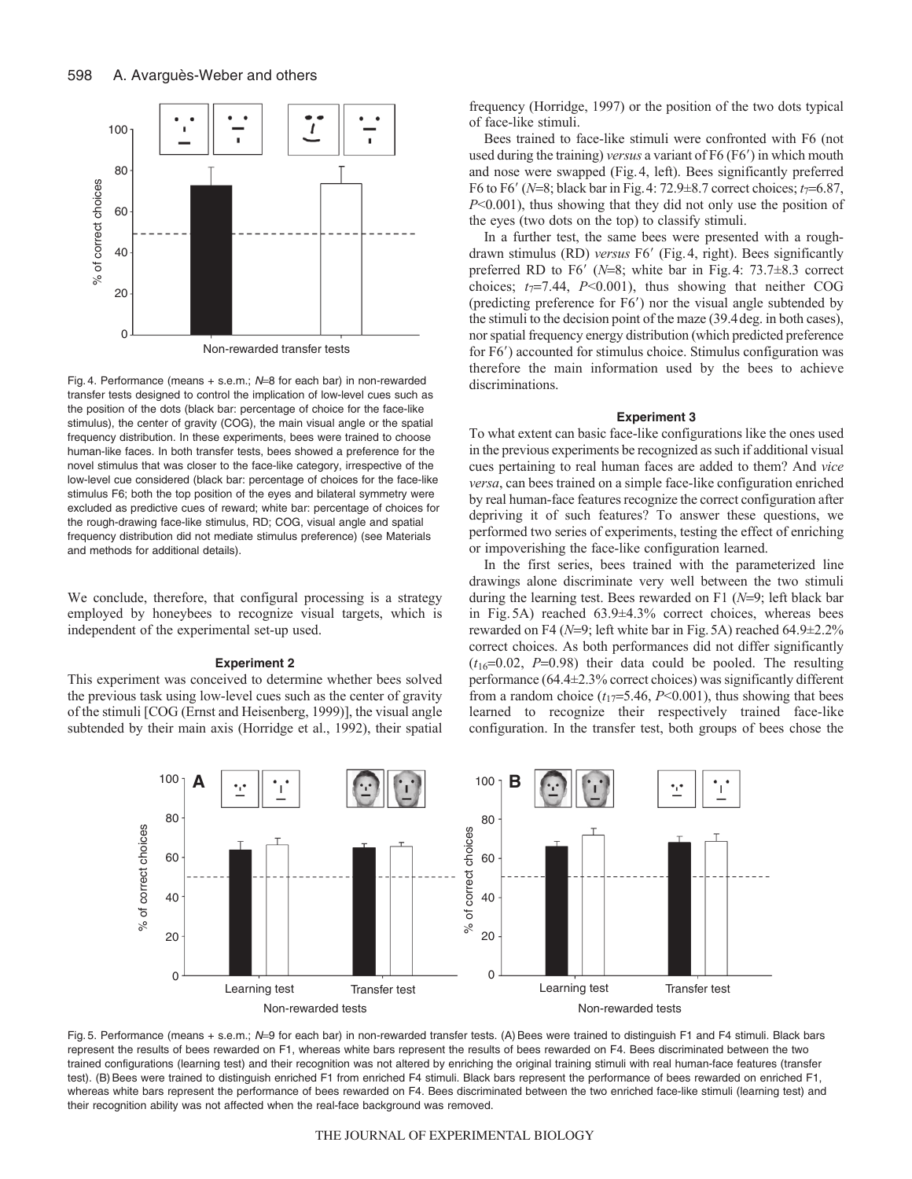Fig. 4. Performance (means + s.e.m.; $N$=8 for each bar) in non-rewarded transfer tests designed to control the implication of low-level cues such as the position of the dots (black bar: percentage of choice for the face-like stimulus), the center of gravity (COG), the main visual angle or the spatial frequency distribution. In these experiments, bees were trained to choose human-like faces. In both transfer tests, bees showed a preference for the novel stimulus that was closer to the face-like category, irrespective of the low-level cue considered (black bar: percentage of choices for the face-like stimulus F6; both the top position of the eyes and bilateral symmetry were excluded as predictive cues of reward; white bar: percentage of choices for the rough-drawing face-like stimulus, RD; COG, visual angle and spatial frequency distribution did not mediate stimulus preference) (see Materials and methods for additional details).

We conclude, therefore, that configural processing is a strategy employed by honeybees to recognize visual targets, which is independent of the experimental set-up used.

### Experiment 2

This experiment was conceived to determine whether bees solved the previous task using low-level cues such as the center of gravity of the stimuli [COG (Ernst and Heisenberg, 1999)], the visual angle subtended by their main axis (Horridge et al., 1992), their spatial frequency (Horridge, 1997) or the position of the two dots typical of face-like stimuli.

Bees trained to face-like stimuli were confronted with F6 (not used during the training) *versus* a variant of F6 (F6′) in which mouth and nose were swapped (Fig. 4, left). Bees significantly preferred F6 to F6′ ($N$=8; black bar in Fig. 4: 72.9±8.7 correct choices; $t_7$=6.87, $P$<0.001), thus showing that they did not only use the position of the eyes (two dots on the top) to classify stimuli.

In a further test, the same bees were presented with a rough-drawn stimulus (RD) *versus* F6′ (Fig. 4, right). Bees significantly preferred RD to F6′ ($N$=8; white bar in Fig. 4: 73.7±8.3 correct choices; $t_7$=7.44, $P$<0.001), thus showing that neither COG (predicting preference for F6′) nor the visual angle subtended by the stimuli to the decision point of the maze (39.4 deg. in both cases), nor spatial frequency energy distribution (which predicted preference for F6′) accounted for stimulus choice. Stimulus configuration was therefore the main information used by the bees to achieve discriminations.

### Experiment 3

To what extent can basic face-like configurations like the ones used in the previous experiments be recognized as such if additional visual cues pertaining to real human faces are added to them? And *vice versa*, can bees trained on a simple face-like configuration enriched by real human-face features recognize the correct configuration after depriving it of such features? To answer these questions, we performed two series of experiments, testing the effect of enriching or impoverishing the face-like configuration learned.

In the first series, bees trained with the parameterized line drawings alone discriminate very well between the two stimuli during the learning test. Bees rewarded on F1 ($N$=9; left black bar in Fig. 5A) reached 63.9±4.3% correct choices, whereas bees rewarded on F4 ($N$=9; left white bar in Fig. 5A) reached 64.9±2.2% correct choices. As both performances did not differ significantly ($t_{16}$=0.02, $P$=0.98) their data could be pooled. The resulting performance (64.4±2.3% correct choices) was significantly different from a random choice ($t_{17}$=5.46, $P$<0.001), thus showing that bees learned to recognize their respectively trained face-like configuration. In the transfer test, both groups of bees chose the

Fig. 5. Performance (means + s.e.m.; $N$=9 for each bar) in non-rewarded transfer tests. (A) Bees were trained to distinguish F1 and F4 stimuli. Black bars represent the results of bees rewarded on F1, whereas white bars represent the results of bees rewarded on F4. Bees discriminated between the two trained configurations (learning test) and their recognition was not altered by enriching the original training stimuli with real human-face features (transfer test). (B) Bees were trained to distinguish enriched F1 from enriched F4 stimuli. Black bars represent the performance of bees rewarded on enriched F1, whereas white bars represent the performance of bees rewarded on F4. Bees discriminated between the two enriched face-like stimuli (learning test) and their recognition ability was not affected when the real-face background was removed.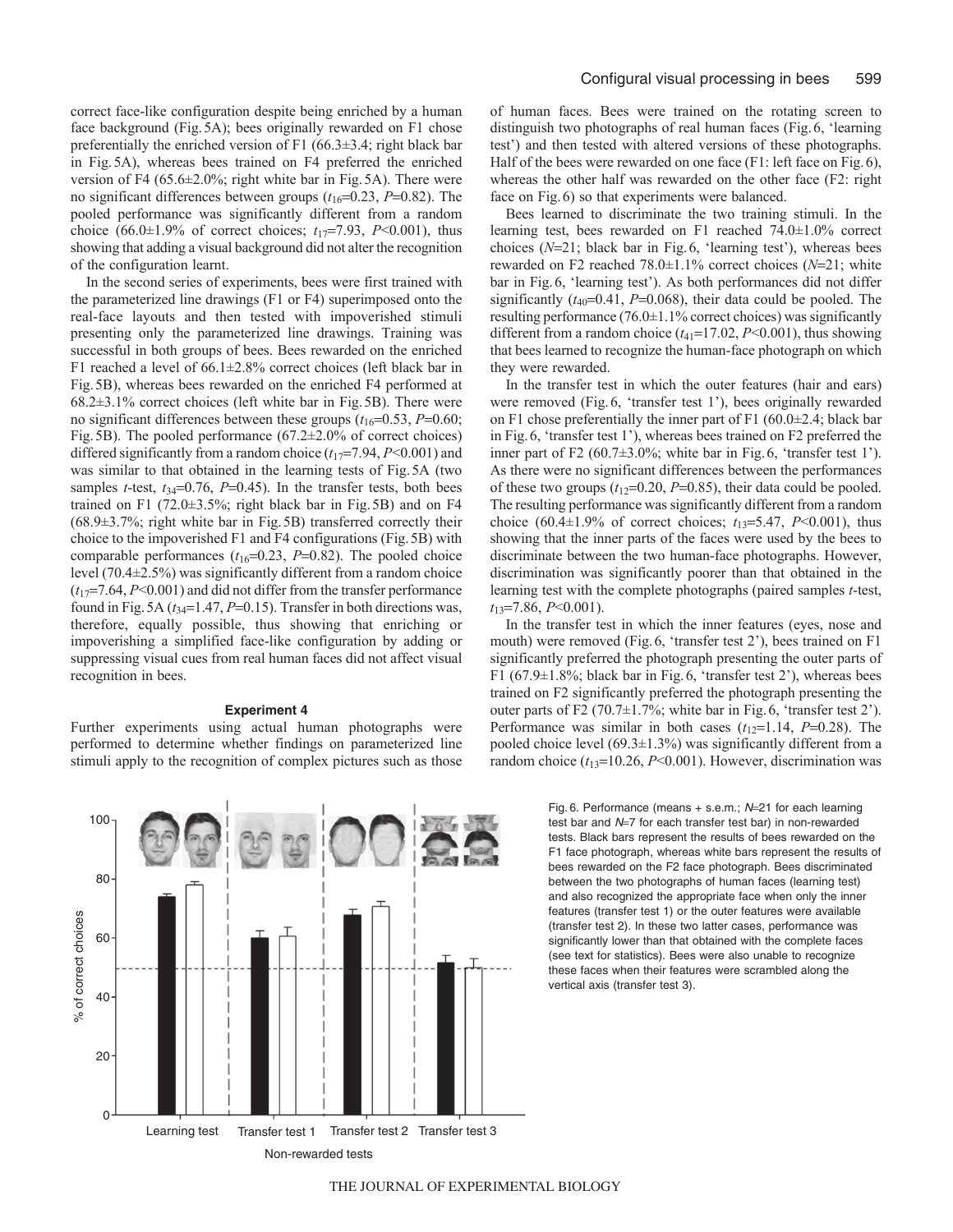correct face-like configuration despite being enriched by a human face background (Fig. 5A); bees originally rewarded on F1 chose preferentially the enriched version of F1 (66.3±3.4; right black bar in Fig. 5A), whereas bees trained on F4 preferred the enriched version of F4 (65.6±2.0%; right white bar in Fig. 5A). There were no significant differences between groups ($t_{16}$=0.23, $P$=0.82). The pooled performance was significantly different from a random choice (66.0±1.9% of correct choices; $t_{17}$=7.93, $P$<0.001), thus showing that adding a visual background did not alter the recognition of the configuration learnt.

In the second series of experiments, bees were first trained with the parameterized line drawings (F1 or F4) superimposed onto the real-face layouts and then tested with impoverished stimuli presenting only the parameterized line drawings. Training was successful in both groups of bees. Bees rewarded on the enriched F1 reached a level of 66.1±2.8% correct choices (left black bar in Fig. 5B), whereas bees rewarded on the enriched F4 performed at 68.2±3.1% correct choices (left white bar in Fig. 5B). There were no significant differences between these groups ($t_{16}$=0.53, $P$=0.60; Fig. 5B). The pooled performance (67.2±2.0% of correct choices) differed significantly from a random choice ($t_{17}$=7.94, $P$<0.001) and was similar to that obtained in the learning tests of Fig. 5A (two samples $t$-test, $t_{34}$=0.76, $P$=0.45). In the transfer tests, both bees trained on F1 (72.0±3.5%; right black bar in Fig. 5B) and on F4 (68.9±3.7%; right white bar in Fig. 5B) transferred correctly their choice to the impoverished F1 and F4 configurations (Fig. 5B) with comparable performances ($t_{16}$=0.23, $P$=0.82). The pooled choice level (70.4±2.5%) was significantly different from a random choice ($t_{17}$=7.64, $P$<0.001) and did not differ from the transfer performance found in Fig. 5A ($t_{34}$=1.47, $P$=0.15). Transfer in both directions was, therefore, equally possible, thus showing that enriching or impoverishing a simplified face-like configuration by adding or suppressing visual cues from real human faces did not affect visual recognition in bees.

#### Experiment 4

Further experiments using actual human photographs were performed to determine whether findings on parameterized line stimuli apply to the recognition of complex pictures such as those of human faces. Bees were trained on the rotating screen to distinguish two photographs of real human faces (Fig. 6, 'learning test') and then tested with altered versions of these photographs. Half of the bees were rewarded on one face (F1: left face on Fig. 6), whereas the other half was rewarded on the other face (F2: right face on Fig. 6) so that experiments were balanced.

Bees learned to discriminate the two training stimuli. In the learning test, bees rewarded on F1 reached 74.0±1.0% correct choices ($N$=21; black bar in Fig. 6, 'learning test'), whereas bees rewarded on F2 reached 78.0±1.1% correct choices ($N$=21; white bar in Fig. 6, 'learning test'). As both performances did not differ significantly ($t_{40}$=0.41, $P$=0.068), their data could be pooled. The resulting performance (76.0±1.1% correct choices) was significantly different from a random choice ($t_{41}$=17.02, $P$<0.001), thus showing that bees learned to recognize the human-face photograph on which they were rewarded.

In the transfer test in which the outer features (hair and ears) were removed (Fig. 6, 'transfer test 1'), bees originally rewarded on F1 chose preferentially the inner part of F1 (60.0±2.4; black bar in Fig. 6, 'transfer test 1'), whereas bees trained on F2 preferred the inner part of F2 (60.7±3.0%; white bar in Fig. 6, 'transfer test 1'). As there were no significant differences between the performances of these two groups ($t_{12}$=0.20, $P$=0.85), their data could be pooled. The resulting performance was significantly different from a random choice (60.4±1.9% of correct choices; $t_{13}$=5.47, $P$<0.001), thus showing that the inner parts of the faces were used by the bees to discriminate between the two human-face photographs. However, discrimination was significantly poorer than that obtained in the learning test with the complete photographs (paired samples $t$-test, $t_{13}$=7.86, $P$<0.001).

In the transfer test in which the inner features (eyes, nose and mouth) were removed (Fig. 6, 'transfer test 2'), bees trained on F1 significantly preferred the photograph presenting the outer parts of F1 (67.9±1.8%; black bar in Fig. 6, 'transfer test 2'), whereas bees trained on F2 significantly preferred the photograph presenting the outer parts of F2 (70.7±1.7%; white bar in Fig. 6, 'transfer test 2'). Performance was similar in both cases ($t_{12}$=1.14, $P$=0.28). The pooled choice level (69.3±1.3%) was significantly different from a random choice ($t_{13}$=10.26, $P$<0.001). However, discrimination was

Fig. 6. Performance (means + s.e.m.; $N$=21 for each learning test bar and $N$=7 for each transfer test bar) in non-rewarded tests. Black bars represent the results of bees rewarded on the F1 face photograph, whereas white bars represent the results of bees rewarded on the F2 face photograph. Bees discriminated between the two photographs of human faces (learning test) and also recognized the appropriate face when only the inner features (transfer test 1) or the outer features were available (transfer test 2). In these two latter cases, performance was significantly lower than that obtained with the complete faces (see text for statistics). Bees were also unable to recognize these faces when their features were scrambled along the vertical axis (transfer test 3).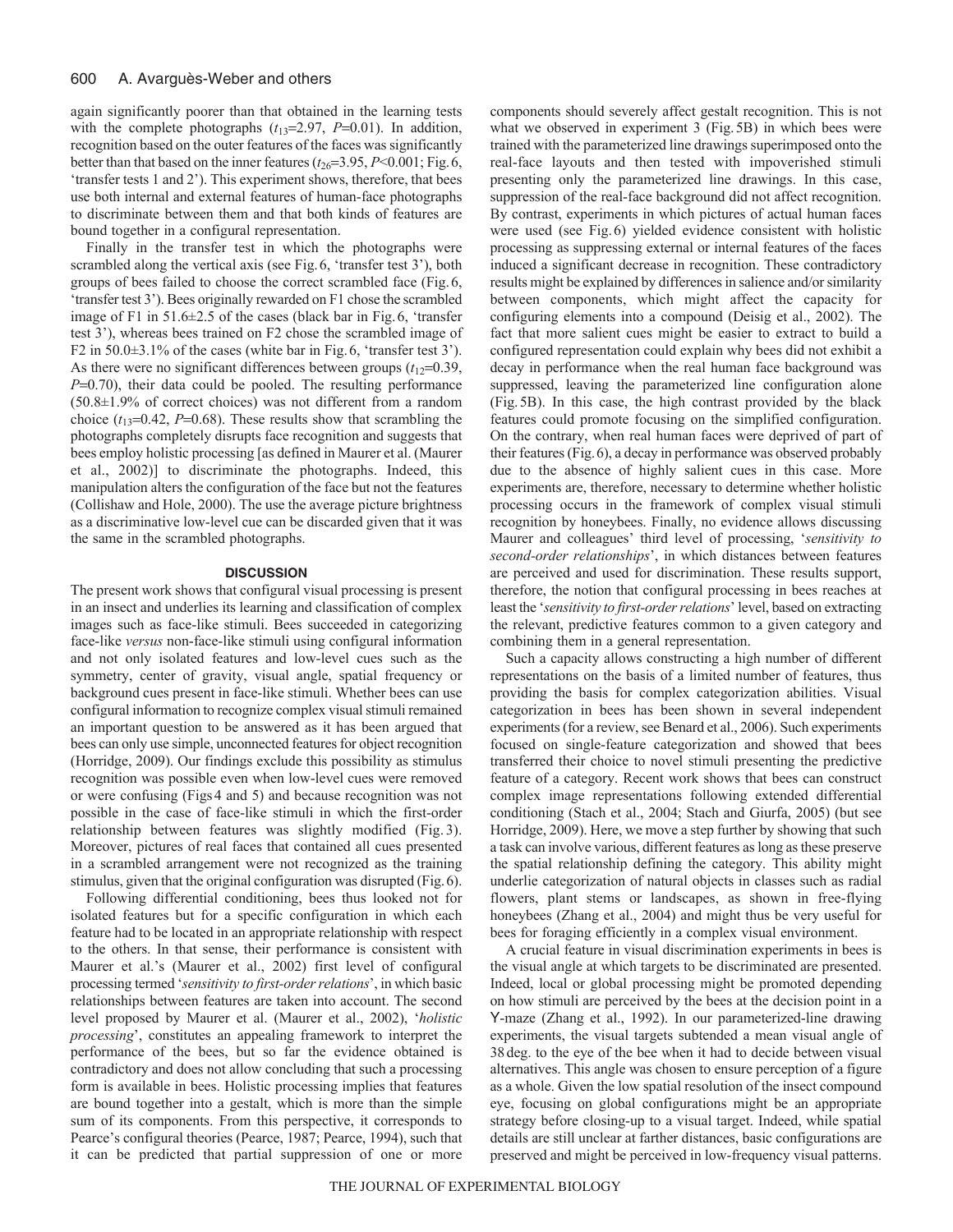again significantly poorer than that obtained in the learning tests with the complete photographs ($t_{13}$=2.97, $P$=0.01). In addition, recognition based on the outer features of the faces was significantly better than that based on the inner features ($t_{26}$=3.95, $P$<0.001; Fig. 6, 'transfer tests 1 and 2'). This experiment shows, therefore, that bees use both internal and external features of human-face photographs to discriminate between them and that both kinds of features are bound together in a configural representation.

Finally in the transfer test in which the photographs were scrambled along the vertical axis (see Fig. 6, 'transfer test 3'), both groups of bees failed to choose the correct scrambled face (Fig. 6, 'transfer test 3'). Bees originally rewarded on F1 chose the scrambled image of F1 in 51.6±2.5 of the cases (black bar in Fig. 6, 'transfer test 3'), whereas bees trained on F2 chose the scrambled image of F2 in 50.0±3.1% of the cases (white bar in Fig. 6, 'transfer test 3'). As there were no significant differences between groups ($t_{12}$=0.39, $P$=0.70), their data could be pooled. The resulting performance (50.8±1.9% of correct choices) was not different from a random choice ($t_{13}$=0.42, $P$=0.68). These results show that scrambling the photographs completely disrupts face recognition and suggests that bees employ holistic processing [as defined in Maurer et al. (Maurer et al., 2002)] to discriminate the photographs. Indeed, this manipulation alters the configuration of the face but not the features (Collishaw and Hole, 2000). The use the average picture brightness as a discriminative low-level cue can be discarded given that it was the same in the scrambled photographs.

## DISCUSSION

The present work shows that configural visual processing is present in an insect and underlies its learning and classification of complex images such as face-like stimuli. Bees succeeded in categorizing face-like *versus* non-face-like stimuli using configural information and not only isolated features and low-level cues such as the symmetry, center of gravity, visual angle, spatial frequency or background cues present in face-like stimuli. Whether bees can use configural information to recognize complex visual stimuli remained an important question to be answered as it has been argued that bees can only use simple, unconnected features for object recognition (Horridge, 2009). Our findings exclude this possibility as stimulus recognition was possible even when low-level cues were removed or were confusing (Figs 4 and 5) and because recognition was not possible in the case of face-like stimuli in which the first-order relationship between features was slightly modified (Fig. 3). Moreover, pictures of real faces that contained all cues presented in a scrambled arrangement were not recognized as the training stimulus, given that the original configuration was disrupted (Fig. 6).

Following differential conditioning, bees thus looked not for isolated features but for a specific configuration in which each feature had to be located in an appropriate relationship with respect to the others. In that sense, their performance is consistent with Maurer et al.'s (Maurer et al., 2002) first level of configural processing termed '*sensitivity to first-order relations*', in which basic relationships between features are taken into account. The second level proposed by Maurer et al. (Maurer et al., 2002), '*holistic processing*', constitutes an appealing framework to interpret the performance of the bees, but so far the evidence obtained is contradictory and does not allow concluding that such a processing form is available in bees. Holistic processing implies that features are bound together into a gestalt, which is more than the simple sum of its components. From this perspective, it corresponds to Pearce's configural theories (Pearce, 1987; Pearce, 1994), such that it can be predicted that partial suppression of one or more components should severely affect gestalt recognition. This is not what we observed in experiment 3 (Fig. 5B) in which bees were trained with the parameterized line drawings superimposed onto the real-face layouts and then tested with impoverished stimuli presenting only the parameterized line drawings. In this case, suppression of the real-face background did not affect recognition. By contrast, experiments in which pictures of actual human faces were used (see Fig. 6) yielded evidence consistent with holistic processing as suppressing external or internal features of the faces induced a significant decrease in recognition. These contradictory results might be explained by differences in salience and/or similarity between components, which might affect the capacity for configuring elements into a compound (Deisig et al., 2002). The fact that more salient cues might be easier to extract to build a configured representation could explain why bees did not exhibit a decay in performance when the real human face background was suppressed, leaving the parameterized line configuration alone (Fig. 5B). In this case, the high contrast provided by the black features could promote focusing on the simplified configuration. On the contrary, when real human faces were deprived of part of their features (Fig. 6), a decay in performance was observed probably due to the absence of highly salient cues in this case. More experiments are, therefore, necessary to determine whether holistic processing occurs in the framework of complex visual stimuli recognition by honeybees. Finally, no evidence allows discussing Maurer and colleagues' third level of processing, '*sensitivity to second-order relationships*', in which distances between features are perceived and used for discrimination. These results support, therefore, the notion that configural processing in bees reaches at least the '*sensitivity to first-order relations*' level, based on extracting the relevant, predictive features common to a given category and combining them in a general representation.

Such a capacity allows constructing a high number of different representations on the basis of a limited number of features, thus providing the basis for complex categorization abilities. Visual categorization in bees has been shown in several independent experiments (for a review, see Benard et al., 2006). Such experiments focused on single-feature categorization and showed that bees transferred their choice to novel stimuli presenting the predictive feature of a category. Recent work shows that bees can construct complex image representations following extended differential conditioning (Stach et al., 2004; Stach and Giurfa, 2005) (but see Horridge, 2009). Here, we move a step further by showing that such a task can involve various, different features as long as these preserve the spatial relationship defining the category. This ability might underlie categorization of natural objects in classes such as radial flowers, plant stems or landscapes, as shown in free-flying honeybees (Zhang et al., 2004) and might thus be very useful for bees for foraging efficiently in a complex visual environment.

A crucial feature in visual discrimination experiments in bees is the visual angle at which targets to be discriminated are presented. Indeed, local or global processing might be promoted depending on how stimuli are perceived by the bees at the decision point in a Y-maze (Zhang et al., 1992). In our parameterized-line drawing experiments, the visual targets subtended a mean visual angle of 38 deg. to the eye of the bee when it had to decide between visual alternatives. This angle was chosen to ensure perception of a figure as a whole. Given the low spatial resolution of the insect compound eye, focusing on global configurations might be an appropriate strategy before closing-up to a visual target. Indeed, while spatial details are still unclear at farther distances, basic configurations are preserved and might be perceived in low-frequency visual patterns.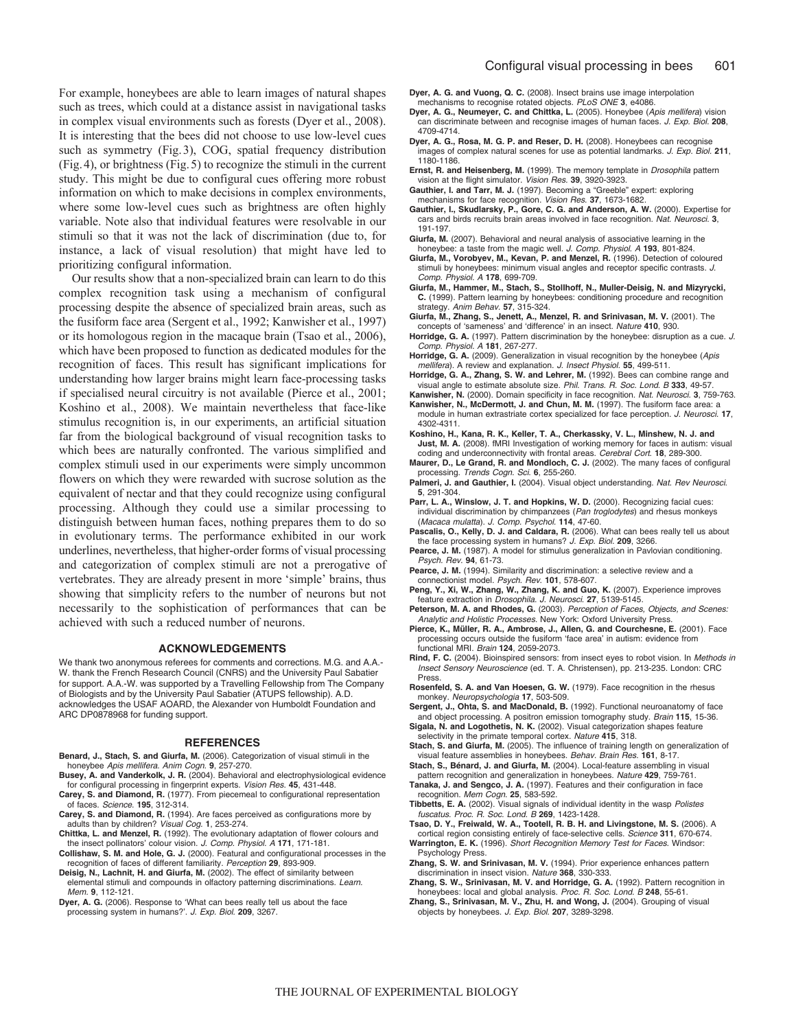For example, honeybees are able to learn images of natural shapes such as trees, which could at a distance assist in navigational tasks in complex visual environments such as forests (Dyer et al., 2008). It is interesting that the bees did not choose to use low-level cues such as symmetry (Fig. 3), COG, spatial frequency distribution (Fig. 4), or brightness (Fig. 5) to recognize the stimuli in the current study. This might be due to configural cues offering more robust information on which to make decisions in complex environments, where some low-level cues such as brightness are often highly variable. Note also that individual features were resolvable in our stimuli so that it was not the lack of discrimination (due to, for instance, a lack of visual resolution) that might have led to prioritizing configural information.

Our results show that a non-specialized brain can learn to do this complex recognition task using a mechanism of configural processing despite the absence of specialized brain areas, such as the fusiform face area (Sergent et al., 1992; Kanwisher et al., 1997) or its homologous region in the macaque brain (Tsao et al., 2006), which have been proposed to function as dedicated modules for the recognition of faces. This result has significant implications for understanding how larger brains might learn face-processing tasks if specialised neural circuitry is not available (Pierce et al., 2001; Koshino et al., 2008). We maintain nevertheless that face-like stimulus recognition is, in our experiments, an artificial situation far from the biological background of visual recognition tasks to which bees are naturally confronted. The various simplified and complex stimuli used in our experiments were simply uncommon flowers on which they were rewarded with sucrose solution as the equivalent of nectar and that they could recognize using configural processing. Although they could use a similar processing to distinguish between human faces, nothing prepares them to do so in evolutionary terms. The performance exhibited in our work underlines, nevertheless, that higher-order forms of visual processing and categorization of complex stimuli are not a prerogative of vertebrates. They are already present in more 'simple' brains, thus showing that simplicity refers to the number of neurons but not necessarily to the sophistication of performances that can be achieved with such a reduced number of neurons.

## ACKNOWLEDGEMENTS

We thank two anonymous referees for comments and corrections. M.G. and A.A.-W. thank the French Research Council (CNRS) and the University Paul Sabatier for support. A.A.-W. was supported by a Travelling Fellowship from The Company of Biologists and by the University Paul Sabatier (ATUPS fellowship). A.D. acknowledges the USAF AOARD, the Alexander von Humboldt Foundation and ARC DP0878968 for funding support.

## REFERENCES

**Benard, J., Stach, S. and Giurfa, M.** (2006). Categorization of visual stimuli in the honeybee *Apis mellifera*. *Anim Cogn.* **9**, 257-270.

**Busey, A. and Vanderkolk, J. R.** (2004). Behavioral and electrophysiological evidence for configural processing in fingerprint experts. *Vision Res.* **45**, 431-448.

**Carey, S. and Diamond, R.** (1977). From piecemeal to configurational representation of faces. *Science*. **195**, 312-314.

**Carey, S. and Diamond, R.** (1994). Are faces perceived as configurations more by adults than by children? *Visual Cog.* **1**, 253-274.

**Chittka, L. and Menzel, R.** (1992). The evolutionary adaptation of flower colours and the insect pollinators' colour vision. *J. Comp. Physiol. A* **171**, 171-181.

**Collishaw, S. M. and Hole, G. J.** (2000). Featural and configurational processes in the recognition of faces of different familiarity. *Perception* **29**, 893-909.

**Deisig, N., Lachnit, H. and Giurfa, M.** (2002). The effect of similarity between elemental stimuli and compounds in olfactory patterning discriminations. *Learn. Mem.* **9**, 112-121.

**Dyer, A. G.** (2006). Response to 'What can bees really tell us about the face processing system in humans?'. *J. Exp. Biol.* **209**, 3267.

**Dyer, A. G. and Vuong, Q. C.** (2008). Insect brains use image interpolation mechanisms to recognise rotated objects. *PLoS ONE* **3**, e4086.

**Dyer, A. G., Neumeyer, C. and Chittka, L.** (2005). Honeybee (*Apis mellifera*) vision can discriminate between and recognise images of human faces. *J. Exp. Biol.* **208**, 4709-4714.

**Dyer, A. G., Rosa, M. G. P. and Reser, D. H.** (2008). Honeybees can recognise images of complex natural scenes for use as potential landmarks. *J. Exp. Biol.* **211**, 1180-1186.

**Ernst, R. and Heisenberg, M.** (1999). The memory template in *Drosophila* pattern vision at the flight simulator. *Vision Res.* **39**, 3920-3923.

**Gauthier, I. and Tarr, M. J.** (1997). Becoming a "Greeble" expert: exploring mechanisms for face recognition. *Vision Res.* **37**, 1673-1682.

**Gauthier, I., Skudlarsky, P., Gore, C. G. and Anderson, A. W.** (2000). Expertise for cars and birds recruits brain areas involved in face recognition. *Nat. Neurosci.* **3**, 191-197.

**Giurfa, M.** (2007). Behavioral and neural analysis of associative learning in the honeybee: a taste from the magic well. *J. Comp. Physiol. A* **193**, 801-824.

**Giurfa, M., Vorobyev, M., Kevan, P. and Menzel, R.** (1996). Detection of coloured stimuli by honeybees: minimum visual angles and receptor specific contrasts. *J. Comp. Physiol. A* **178**, 699-709.

**Giurfa, M., Hammer, M., Stach, S., Stollhoff, N., Muller-Deisig, N. and Mizyrycki, C.** (1999). Pattern learning by honeybees: conditioning procedure and recognition strategy. *Anim Behav.* **57**, 315-324.

**Giurfa, M., Zhang, S., Jenett, A., Menzel, R. and Srinivasan, M. V.** (2001). The concepts of 'sameness' and 'difference' in an insect. *Nature* **410**, 930.

**Horridge, G. A.** (1997). Pattern discrimination by the honeybee: disruption as a cue. *J. Comp. Physiol. A* **181**, 267-277.

**Horridge, G. A.** (2009). Generalization in visual recognition by the honeybee (*Apis mellifera*). A review and explanation. *J. Insect Physiol.* **55**, 499-511.

**Horridge, G. A., Zhang, S. W. and Lehrer, M.** (1992). Bees can combine range and visual angle to estimate absolute size. *Phil. Trans. R. Soc. Lond. B* **333**, 49-57.

**Kanwisher, N.** (2000). Domain specificity in face recognition. *Nat. Neurosci.* **3**, 759-763.

**Kanwisher, N., McDermott, J. and Chun, M. M.** (1997). The fusiform face area: a module in human extrastriate cortex specialized for face perception. *J. Neurosci.* **17**, 4302-4311.

**Koshino, H., Kana, R. K., Keller, T. A., Cherkassky, V. L., Minshew, N. J. and Just, M. A.** (2008). fMRI Investigation of working memory for faces in autism: visual coding and underconnectivity with frontal areas. *Cerebral Cort.* **18**, 289-300.

**Maurer, D., Le Grand, R. and Mondloch, C. J.** (2002). The many faces of configural processing. *Trends Cogn. Sci.* **6**, 255-260.

**Palmeri, J. and Gauthier, I.** (2004). Visual object understanding. *Nat. Rev Neurosci.* **5**, 291-304.

**Parr, L. A., Winslow, J. T. and Hopkins, W. D.** (2000). Recognizing facial cues: individual discrimination by chimpanzees (*Pan troglodytes*) and rhesus monkeys (*Macaca mulatta*). *J. Comp. Psychol.* **114**, 47-60.

**Pascalis, O., Kelly, D. J. and Caldara, R.** (2006). What can bees really tell us about the face processing system in humans? *J. Exp. Biol.* **209**, 3266.

**Pearce, J. M.** (1987). A model for stimulus generalization in Pavlovian conditioning. *Psych. Rev.* **94**, 61-73.

**Pearce, J. M.** (1994). Similarity and discrimination: a selective review and a connectionist model. *Psych. Rev.* **101**, 578-607.

**Peng, Y., Xi, W., Zhang, W., Zhang, K. and Guo, K.** (2007). Experience improves feature extraction in *Drosophila*. *J. Neurosci.* **27**, 5139-5145.

**Peterson, M. A. and Rhodes, G.** (2003). *Perception of Faces, Objects, and Scenes: Analytic and Holistic Processes.* New York: Oxford University Press.

**Pierce, K., Müller, R. A., Ambrose, J., Allen, G. and Courchesne, E.** (2001). Face processing occurs outside the fusiform 'face area' in autism: evidence from functional MRI. *Brain* **124**, 2059-2073.

**Rind, F. C.** (2004). Bioinspired sensors: from insect eyes to robot vision. In *Methods in Insect Sensory Neuroscience* (ed. T. A. Christensen), pp. 213-235. London: CRC Press.

**Rosenfeld, S. A. and Van Hoesen, G. W.** (1979). Face recognition in the rhesus monkey. *Neuropsychologia* **17**, 503-509.

**Sergent, J., Ohta, S. and MacDonald, B.** (1992). Functional neuroanatomy of face and object processing. A positron emission tomography study. *Brain* **115**, 15-36.

**Sigala, N. and Logothetis, N. K.** (2002). Visual categorization shapes feature selectivity in the primate temporal cortex. *Nature* **415**, 318.

**Stach, S. and Giurfa, M.** (2005). The influence of training length on generalization of visual feature assemblies in honeybees. *Behav. Brain Res.* **161**, 8-17.

**Stach, S., Bénard, J. and Giurfa, M.** (2004). Local-feature assembling in visual pattern recognition and generalization in honeybees. *Nature* **429**, 759-761.

**Tanaka, J. and Sengco, J. A.** (1997). Features and their configuration in face recognition. *Mem Cogn.* **25**, 583-592.

**Tibbetts, E. A.** (2002). Visual signals of individual identity in the wasp *Polistes fuscatus*. *Proc. R. Soc. Lond. B* **269**, 1423-1428.

**Tsao, D. Y., Freiwald, W. A., Tootell, R. B. H. and Livingstone, M. S.** (2006). A cortical region consisting entirely of face-selective cells. *Science* **311**, 670-674.

**Warrington, E. K.** (1996). *Short Recognition Memory Test for Faces.* Windsor: Psychology Press.

**Zhang, S. W. and Srinivasan, M. V.** (1994). Prior experience enhances pattern discrimination in insect vision. *Nature* **368**, 330-333.

**Zhang, S. W., Srinivasan, M. V. and Horridge, G. A.** (1992). Pattern recognition in honeybees: local and global analysis. *Proc. R. Soc. Lond. B* **248**, 55-61.

**Zhang, S., Srinivasan, M. V., Zhu, H. and Wong, J.** (2004). Grouping of visual objects by honeybees. *J. Exp. Biol.* **207**, 3289-3298.